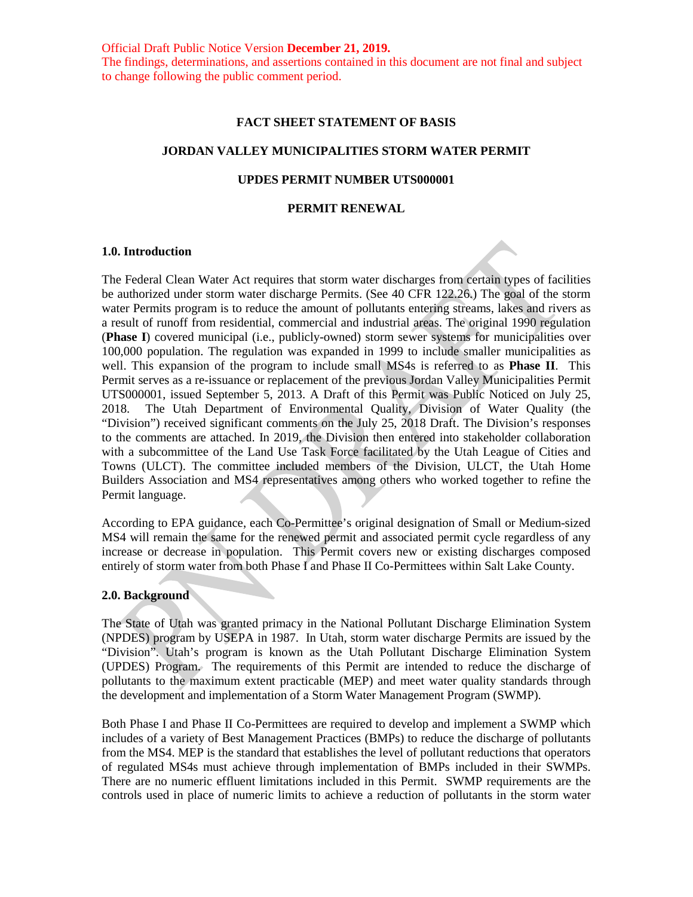Official Draft Public Notice Version **December 21, 2019.**
The findings, determinations, and assertions contained in this document are not final and subject to change following the public comment period.

**FACT SHEET STATEMENT OF BASIS**

**JORDAN VALLEY MUNICIPALITIES STORM WATER PERMIT**

**UPDES PERMIT NUMBER UTS000001**

**PERMIT RENEWAL**

## 1.0. Introduction

The Federal Clean Water Act requires that storm water discharges from certain types of facilities be authorized under storm water discharge Permits. (See 40 CFR 122.26.) The goal of the storm water Permits program is to reduce the amount of pollutants entering streams, lakes and rivers as a result of runoff from residential, commercial and industrial areas. The original 1990 regulation (**Phase I**) covered municipal (i.e., publicly-owned) storm sewer systems for municipalities over 100,000 population. The regulation was expanded in 1999 to include smaller municipalities as well. This expansion of the program to include small MS4s is referred to as **Phase II**. This Permit serves as a re-issuance or replacement of the previous Jordan Valley Municipalities Permit UTS000001, issued September 5, 2013. A Draft of this Permit was Public Noticed on July 25, 2018. The Utah Department of Environmental Quality, Division of Water Quality (the "Division") received significant comments on the July 25, 2018 Draft. The Division's responses to the comments are attached. In 2019, the Division then entered into stakeholder collaboration with a subcommittee of the Land Use Task Force facilitated by the Utah League of Cities and Towns (ULCT). The committee included members of the Division, ULCT, the Utah Home Builders Association and MS4 representatives among others who worked together to refine the Permit language.

According to EPA guidance, each Co-Permittee's original designation of Small or Medium-sized MS4 will remain the same for the renewed permit and associated permit cycle regardless of any increase or decrease in population. This Permit covers new or existing discharges composed entirely of storm water from both Phase I and Phase II Co-Permittees within Salt Lake County.

## 2.0. Background

The State of Utah was granted primacy in the National Pollutant Discharge Elimination System (NPDES) program by USEPA in 1987. In Utah, storm water discharge Permits are issued by the "Division". Utah's program is known as the Utah Pollutant Discharge Elimination System (UPDES) Program. The requirements of this Permit are intended to reduce the discharge of pollutants to the maximum extent practicable (MEP) and meet water quality standards through the development and implementation of a Storm Water Management Program (SWMP).

Both Phase I and Phase II Co-Permittees are required to develop and implement a SWMP which includes of a variety of Best Management Practices (BMPs) to reduce the discharge of pollutants from the MS4. MEP is the standard that establishes the level of pollutant reductions that operators of regulated MS4s must achieve through implementation of BMPs included in their SWMPs. There are no numeric effluent limitations included in this Permit. SWMP requirements are the controls used in place of numeric limits to achieve a reduction of pollutants in the storm water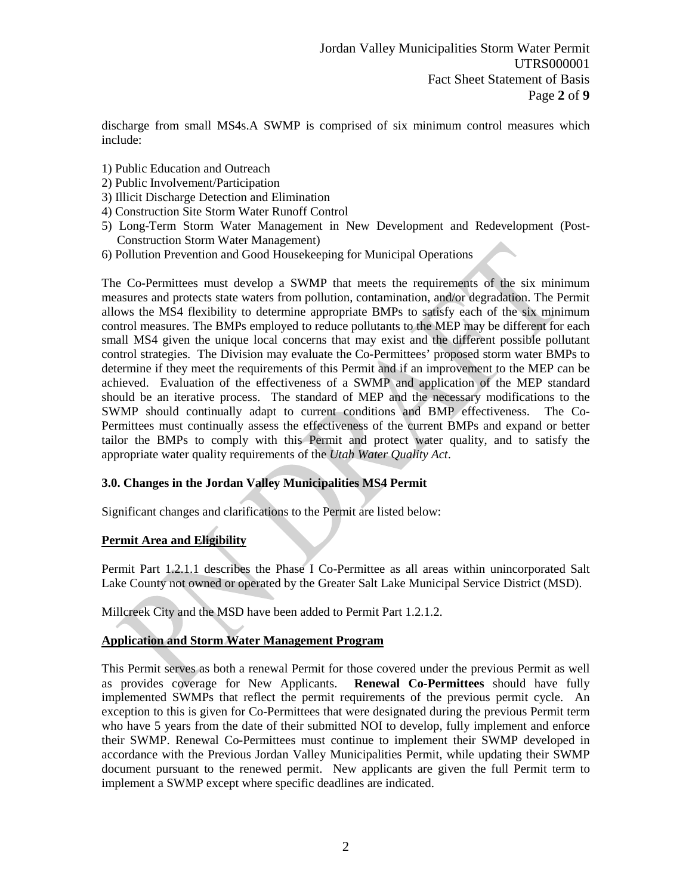discharge from small MS4s.A SWMP is comprised of six minimum control measures which include:

1) Public Education and Outreach
2) Public Involvement/Participation
3) Illicit Discharge Detection and Elimination
4) Construction Site Storm Water Runoff Control
5) Long-Term Storm Water Management in New Development and Redevelopment (Post-Construction Storm Water Management)
6) Pollution Prevention and Good Housekeeping for Municipal Operations

The Co-Permittees must develop a SWMP that meets the requirements of the six minimum measures and protects state waters from pollution, contamination, and/or degradation. The Permit allows the MS4 flexibility to determine appropriate BMPs to satisfy each of the six minimum control measures. The BMPs employed to reduce pollutants to the MEP may be different for each small MS4 given the unique local concerns that may exist and the different possible pollutant control strategies. The Division may evaluate the Co-Permittees' proposed storm water BMPs to determine if they meet the requirements of this Permit and if an improvement to the MEP can be achieved. Evaluation of the effectiveness of a SWMP and application of the MEP standard should be an iterative process. The standard of MEP and the necessary modifications to the SWMP should continually adapt to current conditions and BMP effectiveness. The Co-Permittees must continually assess the effectiveness of the current BMPs and expand or better tailor the BMPs to comply with this Permit and protect water quality, and to satisfy the appropriate water quality requirements of the *Utah Water Quality Act*.

## 3.0. Changes in the Jordan Valley Municipalities MS4 Permit

Significant changes and clarifications to the Permit are listed below:

### Permit Area and Eligibility

Permit Part 1.2.1.1 describes the Phase I Co-Permittee as all areas within unincorporated Salt Lake County not owned or operated by the Greater Salt Lake Municipal Service District (MSD).

Millcreek City and the MSD have been added to Permit Part 1.2.1.2.

### Application and Storm Water Management Program

This Permit serves as both a renewal Permit for those covered under the previous Permit as well as provides coverage for New Applicants. **Renewal Co-Permittees** should have fully implemented SWMPs that reflect the permit requirements of the previous permit cycle. An exception to this is given for Co-Permittees that were designated during the previous Permit term who have 5 years from the date of their submitted NOI to develop, fully implement and enforce their SWMP. Renewal Co-Permittees must continue to implement their SWMP developed in accordance with the Previous Jordan Valley Municipalities Permit, while updating their SWMP document pursuant to the renewed permit. New applicants are given the full Permit term to implement a SWMP except where specific deadlines are indicated.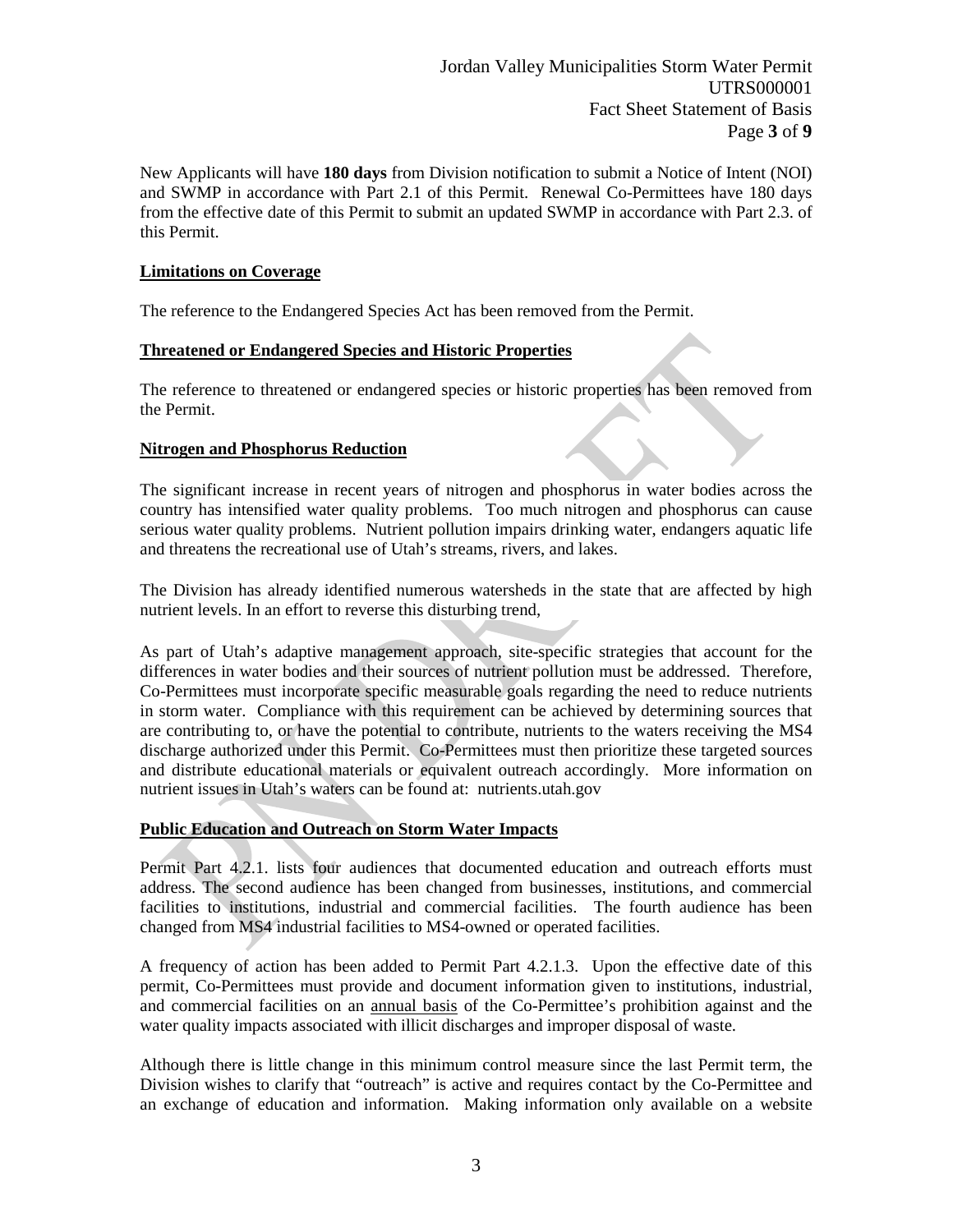New Applicants will have **180 days** from Division notification to submit a Notice of Intent (NOI) and SWMP in accordance with Part 2.1 of this Permit. Renewal Co-Permittees have 180 days from the effective date of this Permit to submit an updated SWMP in accordance with Part 2.3. of this Permit.

**Limitations on Coverage**

The reference to the Endangered Species Act has been removed from the Permit.

**Threatened or Endangered Species and Historic Properties**

The reference to threatened or endangered species or historic properties has been removed from the Permit.

**Nitrogen and Phosphorus Reduction**

The significant increase in recent years of nitrogen and phosphorus in water bodies across the country has intensified water quality problems. Too much nitrogen and phosphorus can cause serious water quality problems. Nutrient pollution impairs drinking water, endangers aquatic life and threatens the recreational use of Utah's streams, rivers, and lakes.

The Division has already identified numerous watersheds in the state that are affected by high nutrient levels. In an effort to reverse this disturbing trend,

As part of Utah's adaptive management approach, site-specific strategies that account for the differences in water bodies and their sources of nutrient pollution must be addressed. Therefore, Co-Permittees must incorporate specific measurable goals regarding the need to reduce nutrients in storm water. Compliance with this requirement can be achieved by determining sources that are contributing to, or have the potential to contribute, nutrients to the waters receiving the MS4 discharge authorized under this Permit. Co-Permittees must then prioritize these targeted sources and distribute educational materials or equivalent outreach accordingly. More information on nutrient issues in Utah's waters can be found at: nutrients.utah.gov

**Public Education and Outreach on Storm Water Impacts**

Permit Part 4.2.1. lists four audiences that documented education and outreach efforts must address. The second audience has been changed from businesses, institutions, and commercial facilities to institutions, industrial and commercial facilities. The fourth audience has been changed from MS4 industrial facilities to MS4-owned or operated facilities.

A frequency of action has been added to Permit Part 4.2.1.3. Upon the effective date of this permit, Co-Permittees must provide and document information given to institutions, industrial, and commercial facilities on an annual basis of the Co-Permittee's prohibition against and the water quality impacts associated with illicit discharges and improper disposal of waste.

Although there is little change in this minimum control measure since the last Permit term, the Division wishes to clarify that "outreach" is active and requires contact by the Co-Permittee and an exchange of education and information. Making information only available on a website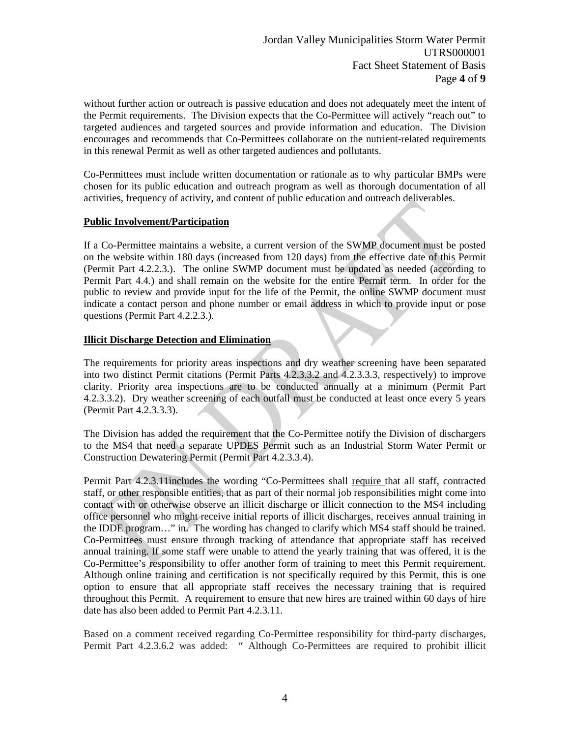without further action or outreach is passive education and does not adequately meet the intent of the Permit requirements. The Division expects that the Co-Permittee will actively "reach out" to targeted audiences and targeted sources and provide information and education. The Division encourages and recommends that Co-Permittees collaborate on the nutrient-related requirements in this renewal Permit as well as other targeted audiences and pollutants.

Co-Permittees must include written documentation or rationale as to why particular BMPs were chosen for its public education and outreach program as well as thorough documentation of all activities, frequency of activity, and content of public education and outreach deliverables.

**Public Involvement/Participation**

If a Co-Permittee maintains a website, a current version of the SWMP document must be posted on the website within 180 days (increased from 120 days) from the effective date of this Permit (Permit Part 4.2.2.3.). The online SWMP document must be updated as needed (according to Permit Part 4.4.) and shall remain on the website for the entire Permit term. In order for the public to review and provide input for the life of the Permit, the online SWMP document must indicate a contact person and phone number or email address in which to provide input or pose questions (Permit Part 4.2.2.3.).

**Illicit Discharge Detection and Elimination**

The requirements for priority areas inspections and dry weather screening have been separated into two distinct Permit citations (Permit Parts 4.2.3.3.2 and 4.2.3.3.3, respectively) to improve clarity. Priority area inspections are to be conducted annually at a minimum (Permit Part 4.2.3.3.2). Dry weather screening of each outfall must be conducted at least once every 5 years (Permit Part 4.2.3.3.3).

The Division has added the requirement that the Co-Permittee notify the Division of dischargers to the MS4 that need a separate UPDES Permit such as an Industrial Storm Water Permit or Construction Dewatering Permit (Permit Part 4.2.3.3.4).

Permit Part 4.2.3.11includes the wording "Co-Permittees shall require that all staff, contracted staff, or other responsible entities, that as part of their normal job responsibilities might come into contact with or otherwise observe an illicit discharge or illicit connection to the MS4 including office personnel who might receive initial reports of illicit discharges, receives annual training in the IDDE program…" in. The wording has changed to clarify which MS4 staff should be trained. Co-Permittees must ensure through tracking of attendance that appropriate staff has received annual training. If some staff were unable to attend the yearly training that was offered, it is the Co-Permittee's responsibility to offer another form of training to meet this Permit requirement. Although online training and certification is not specifically required by this Permit, this is one option to ensure that all appropriate staff receives the necessary training that is required throughout this Permit. A requirement to ensure that new hires are trained within 60 days of hire date has also been added to Permit Part 4.2.3.11.

Based on a comment received regarding Co-Permittee responsibility for third-party discharges, Permit Part 4.2.3.6.2 was added: " Although Co-Permittees are required to prohibit illicit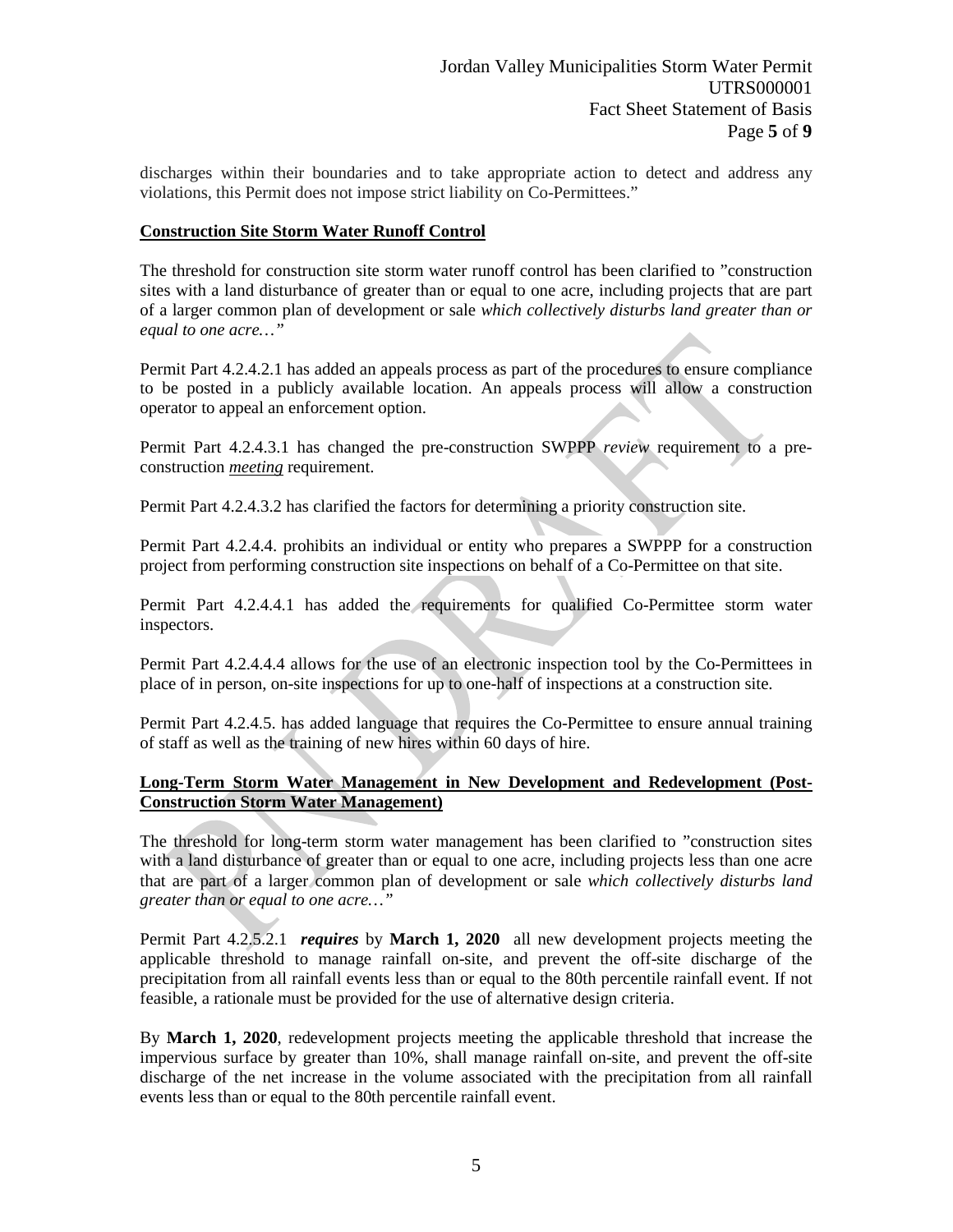discharges within their boundaries and to take appropriate action to detect and address any violations, this Permit does not impose strict liability on Co-Permittees."

**Construction Site Storm Water Runoff Control**

The threshold for construction site storm water runoff control has been clarified to "construction sites with a land disturbance of greater than or equal to one acre, including projects that are part of a larger common plan of development or sale *which collectively disturbs land greater than or equal to one acre…"*

Permit Part 4.2.4.2.1 has added an appeals process as part of the procedures to ensure compliance to be posted in a publicly available location. An appeals process will allow a construction operator to appeal an enforcement option.

Permit Part 4.2.4.3.1 has changed the pre-construction SWPPP *review* requirement to a pre-construction ***meeting*** requirement.

Permit Part 4.2.4.3.2 has clarified the factors for determining a priority construction site.

Permit Part 4.2.4.4. prohibits an individual or entity who prepares a SWPPP for a construction project from performing construction site inspections on behalf of a Co-Permittee on that site.

Permit Part 4.2.4.4.1 has added the requirements for qualified Co-Permittee storm water inspectors.

Permit Part 4.2.4.4.4 allows for the use of an electronic inspection tool by the Co-Permittees in place of in person, on-site inspections for up to one-half of inspections at a construction site.

Permit Part 4.2.4.5. has added language that requires the Co-Permittee to ensure annual training of staff as well as the training of new hires within 60 days of hire.

**Long-Term Storm Water Management in New Development and Redevelopment (Post-Construction Storm Water Management)**

The threshold for long-term storm water management has been clarified to "construction sites with a land disturbance of greater than or equal to one acre, including projects less than one acre that are part of a larger common plan of development or sale *which collectively disturbs land greater than or equal to one acre…"*

Permit Part 4.2.5.2.1 ***requires*** by **March 1, 2020** all new development projects meeting the applicable threshold to manage rainfall on-site, and prevent the off-site discharge of the precipitation from all rainfall events less than or equal to the 80th percentile rainfall event. If not feasible, a rationale must be provided for the use of alternative design criteria.

By **March 1, 2020**, redevelopment projects meeting the applicable threshold that increase the impervious surface by greater than 10%, shall manage rainfall on-site, and prevent the off-site discharge of the net increase in the volume associated with the precipitation from all rainfall events less than or equal to the 80th percentile rainfall event.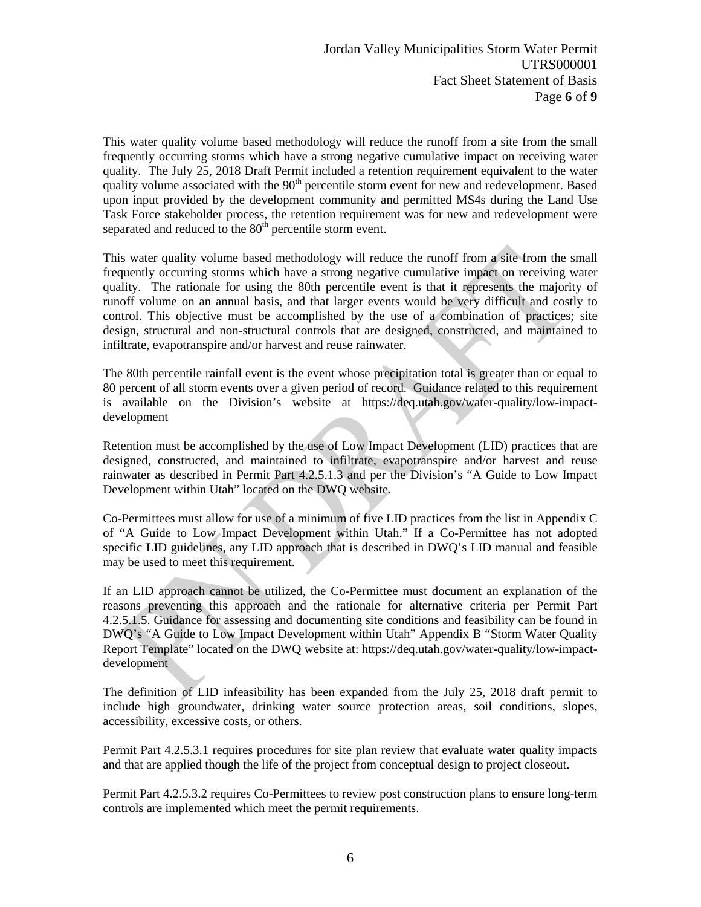This water quality volume based methodology will reduce the runoff from a site from the small frequently occurring storms which have a strong negative cumulative impact on receiving water quality. The July 25, 2018 Draft Permit included a retention requirement equivalent to the water quality volume associated with the 90th percentile storm event for new and redevelopment. Based upon input provided by the development community and permitted MS4s during the Land Use Task Force stakeholder process, the retention requirement was for new and redevelopment were separated and reduced to the 80th percentile storm event.

This water quality volume based methodology will reduce the runoff from a site from the small frequently occurring storms which have a strong negative cumulative impact on receiving water quality. The rationale for using the 80th percentile event is that it represents the majority of runoff volume on an annual basis, and that larger events would be very difficult and costly to control. This objective must be accomplished by the use of a combination of practices; site design, structural and non-structural controls that are designed, constructed, and maintained to infiltrate, evapotranspire and/or harvest and reuse rainwater.

The 80th percentile rainfall event is the event whose precipitation total is greater than or equal to 80 percent of all storm events over a given period of record. Guidance related to this requirement is available on the Division's website at https://deq.utah.gov/water-quality/low-impact-development

Retention must be accomplished by the use of Low Impact Development (LID) practices that are designed, constructed, and maintained to infiltrate, evapotranspire and/or harvest and reuse rainwater as described in Permit Part 4.2.5.1.3 and per the Division's "A Guide to Low Impact Development within Utah" located on the DWQ website.

Co-Permittees must allow for use of a minimum of five LID practices from the list in Appendix C of "A Guide to Low Impact Development within Utah." If a Co-Permittee has not adopted specific LID guidelines, any LID approach that is described in DWQ's LID manual and feasible may be used to meet this requirement.

If an LID approach cannot be utilized, the Co-Permittee must document an explanation of the reasons preventing this approach and the rationale for alternative criteria per Permit Part 4.2.5.1.5. Guidance for assessing and documenting site conditions and feasibility can be found in DWQ's "A Guide to Low Impact Development within Utah" Appendix B "Storm Water Quality Report Template" located on the DWQ website at: https://deq.utah.gov/water-quality/low-impact-development

The definition of LID infeasibility has been expanded from the July 25, 2018 draft permit to include high groundwater, drinking water source protection areas, soil conditions, slopes, accessibility, excessive costs, or others.

Permit Part 4.2.5.3.1 requires procedures for site plan review that evaluate water quality impacts and that are applied though the life of the project from conceptual design to project closeout.

Permit Part 4.2.5.3.2 requires Co-Permittees to review post construction plans to ensure long-term controls are implemented which meet the permit requirements.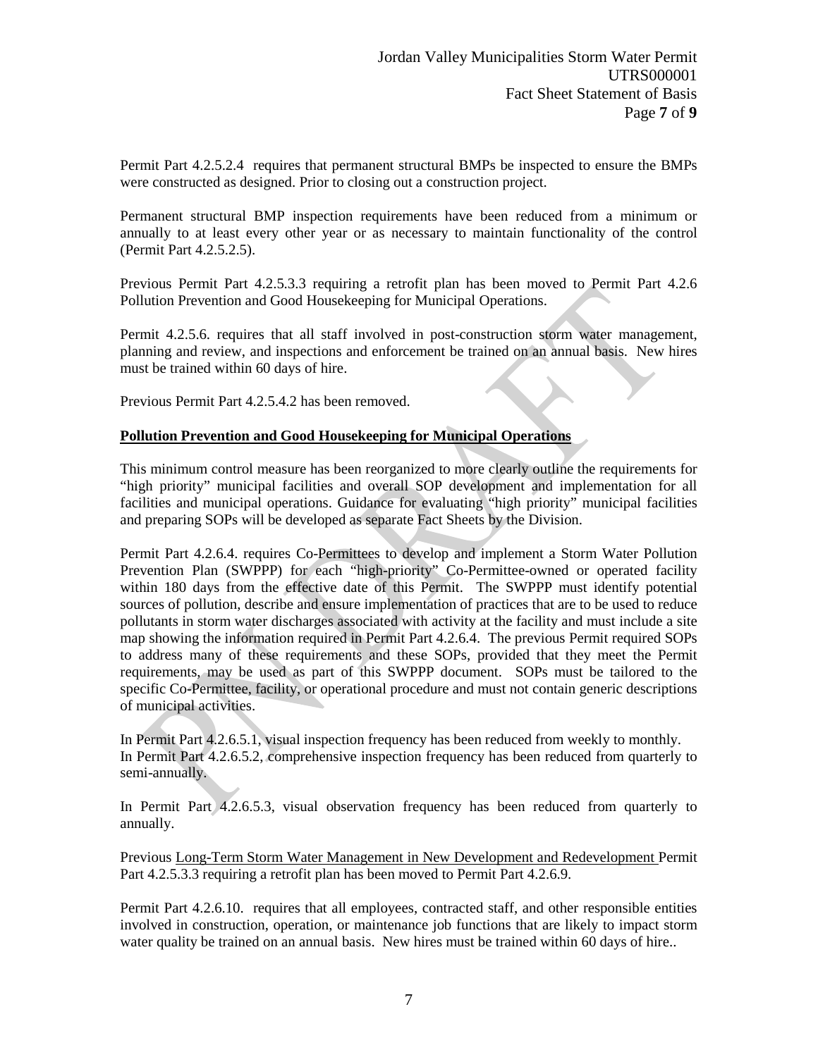Permit Part 4.2.5.2.4 requires that permanent structural BMPs be inspected to ensure the BMPs were constructed as designed. Prior to closing out a construction project.

Permanent structural BMP inspection requirements have been reduced from a minimum or annually to at least every other year or as necessary to maintain functionality of the control (Permit Part 4.2.5.2.5).

Previous Permit Part 4.2.5.3.3 requiring a retrofit plan has been moved to Permit Part 4.2.6 Pollution Prevention and Good Housekeeping for Municipal Operations.

Permit 4.2.5.6. requires that all staff involved in post-construction storm water management, planning and review, and inspections and enforcement be trained on an annual basis. New hires must be trained within 60 days of hire.

Previous Permit Part 4.2.5.4.2 has been removed.

**Pollution Prevention and Good Housekeeping for Municipal Operations**

This minimum control measure has been reorganized to more clearly outline the requirements for "high priority" municipal facilities and overall SOP development and implementation for all facilities and municipal operations. Guidance for evaluating "high priority" municipal facilities and preparing SOPs will be developed as separate Fact Sheets by the Division.

Permit Part 4.2.6.4. requires Co-Permittees to develop and implement a Storm Water Pollution Prevention Plan (SWPPP) for each "high-priority" Co-Permittee-owned or operated facility within 180 days from the effective date of this Permit. The SWPPP must identify potential sources of pollution, describe and ensure implementation of practices that are to be used to reduce pollutants in storm water discharges associated with activity at the facility and must include a site map showing the information required in Permit Part 4.2.6.4. The previous Permit required SOPs to address many of these requirements and these SOPs, provided that they meet the Permit requirements, may be used as part of this SWPPP document. SOPs must be tailored to the specific Co-Permittee, facility, or operational procedure and must not contain generic descriptions of municipal activities.

In Permit Part 4.2.6.5.1, visual inspection frequency has been reduced from weekly to monthly.
In Permit Part 4.2.6.5.2, comprehensive inspection frequency has been reduced from quarterly to semi-annually.

In Permit Part 4.2.6.5.3, visual observation frequency has been reduced from quarterly to annually.

Previous Long-Term Storm Water Management in New Development and Redevelopment Permit Part 4.2.5.3.3 requiring a retrofit plan has been moved to Permit Part 4.2.6.9.

Permit Part 4.2.6.10. requires that all employees, contracted staff, and other responsible entities involved in construction, operation, or maintenance job functions that are likely to impact storm water quality be trained on an annual basis. New hires must be trained within 60 days of hire..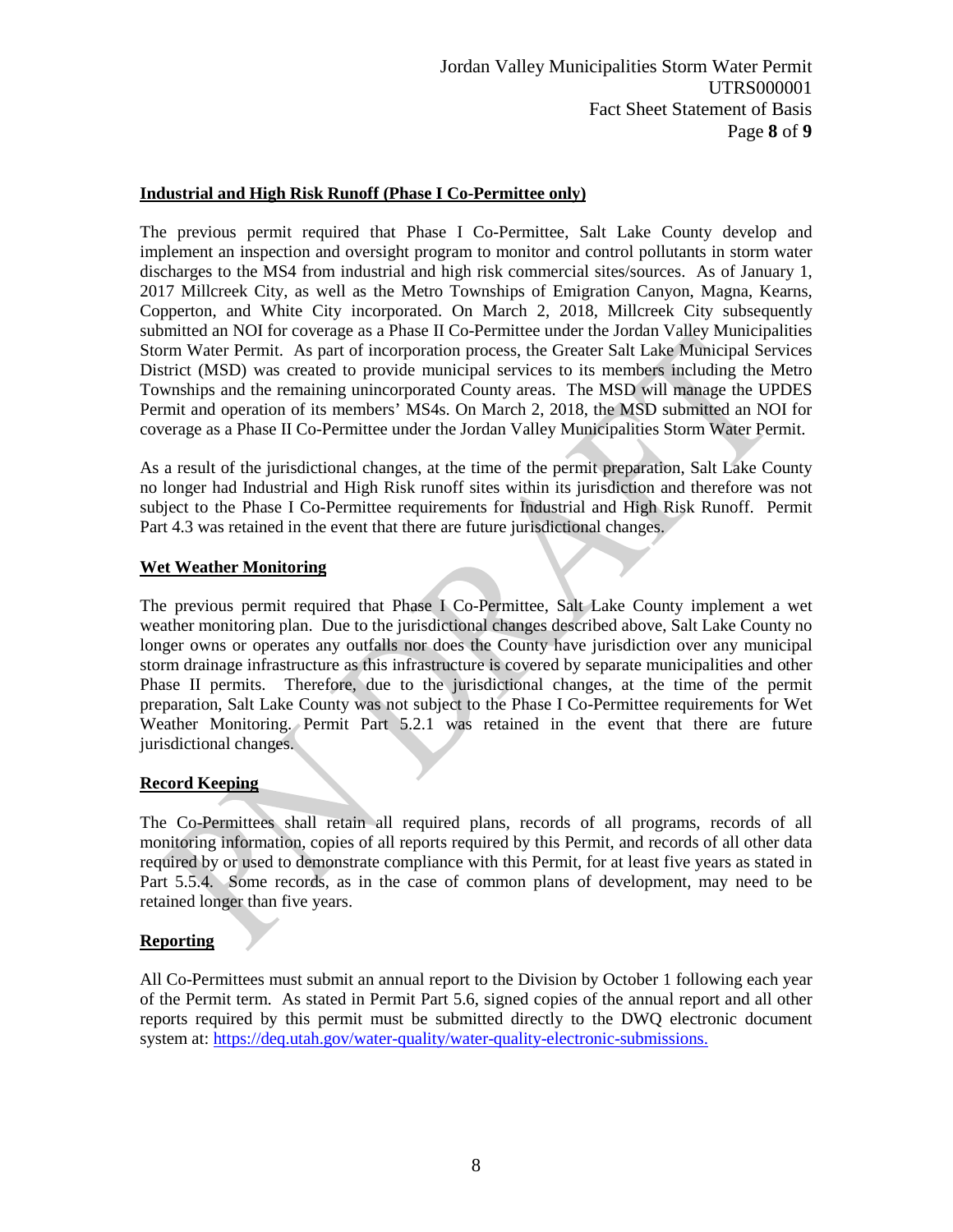**Industrial and High Risk Runoff (Phase I Co-Permittee only)**

The previous permit required that Phase I Co-Permittee, Salt Lake County develop and implement an inspection and oversight program to monitor and control pollutants in storm water discharges to the MS4 from industrial and high risk commercial sites/sources. As of January 1, 2017 Millcreek City, as well as the Metro Townships of Emigration Canyon, Magna, Kearns, Copperton, and White City incorporated. On March 2, 2018, Millcreek City subsequently submitted an NOI for coverage as a Phase II Co-Permittee under the Jordan Valley Municipalities Storm Water Permit. As part of incorporation process, the Greater Salt Lake Municipal Services District (MSD) was created to provide municipal services to its members including the Metro Townships and the remaining unincorporated County areas. The MSD will manage the UPDES Permit and operation of its members' MS4s. On March 2, 2018, the MSD submitted an NOI for coverage as a Phase II Co-Permittee under the Jordan Valley Municipalities Storm Water Permit.

As a result of the jurisdictional changes, at the time of the permit preparation, Salt Lake County no longer had Industrial and High Risk runoff sites within its jurisdiction and therefore was not subject to the Phase I Co-Permittee requirements for Industrial and High Risk Runoff. Permit Part 4.3 was retained in the event that there are future jurisdictional changes.

**Wet Weather Monitoring**

The previous permit required that Phase I Co-Permittee, Salt Lake County implement a wet weather monitoring plan. Due to the jurisdictional changes described above, Salt Lake County no longer owns or operates any outfalls nor does the County have jurisdiction over any municipal storm drainage infrastructure as this infrastructure is covered by separate municipalities and other Phase II permits. Therefore, due to the jurisdictional changes, at the time of the permit preparation, Salt Lake County was not subject to the Phase I Co-Permittee requirements for Wet Weather Monitoring. Permit Part 5.2.1 was retained in the event that there are future jurisdictional changes.

**Record Keeping**

The Co-Permittees shall retain all required plans, records of all programs, records of all monitoring information, copies of all reports required by this Permit, and records of all other data required by or used to demonstrate compliance with this Permit, for at least five years as stated in Part 5.5.4. Some records, as in the case of common plans of development, may need to be retained longer than five years.

**Reporting**

All Co-Permittees must submit an annual report to the Division by October 1 following each year of the Permit term. As stated in Permit Part 5.6, signed copies of the annual report and all other reports required by this permit must be submitted directly to the DWQ electronic document system at: https://deq.utah.gov/water-quality/water-quality-electronic-submissions.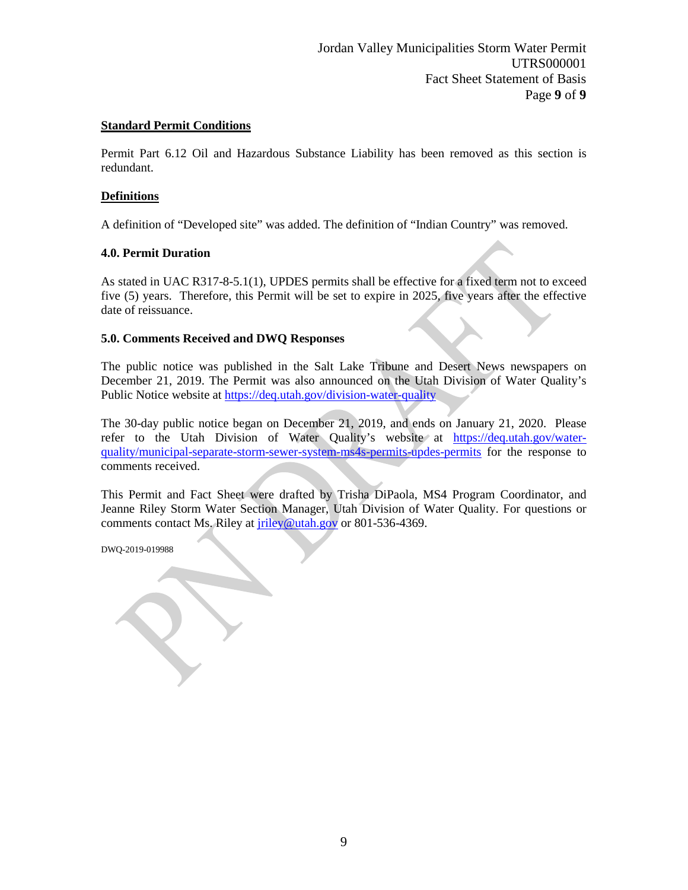**Standard Permit Conditions**

Permit Part 6.12 Oil and Hazardous Substance Liability has been removed as this section is redundant.

**Definitions**

A definition of "Developed site" was added. The definition of "Indian Country" was removed.

### 4.0. Permit Duration

As stated in UAC R317-8-5.1(1), UPDES permits shall be effective for a fixed term not to exceed five (5) years. Therefore, this Permit will be set to expire in 2025, five years after the effective date of reissuance.

### 5.0. Comments Received and DWQ Responses

The public notice was published in the Salt Lake Tribune and Desert News newspapers on December 21, 2019. The Permit was also announced on the Utah Division of Water Quality's Public Notice website at https://deq.utah.gov/division-water-quality

The 30-day public notice began on December 21, 2019, and ends on January 21, 2020. Please refer to the Utah Division of Water Quality's website at https://deq.utah.gov/water-quality/municipal-separate-storm-sewer-system-ms4s-permits-updes-permits for the response to comments received.

This Permit and Fact Sheet were drafted by Trisha DiPaola, MS4 Program Coordinator, and Jeanne Riley Storm Water Section Manager, Utah Division of Water Quality. For questions or comments contact Ms. Riley at jriley@utah.gov or 801-536-4369.

DWQ-2019-019988